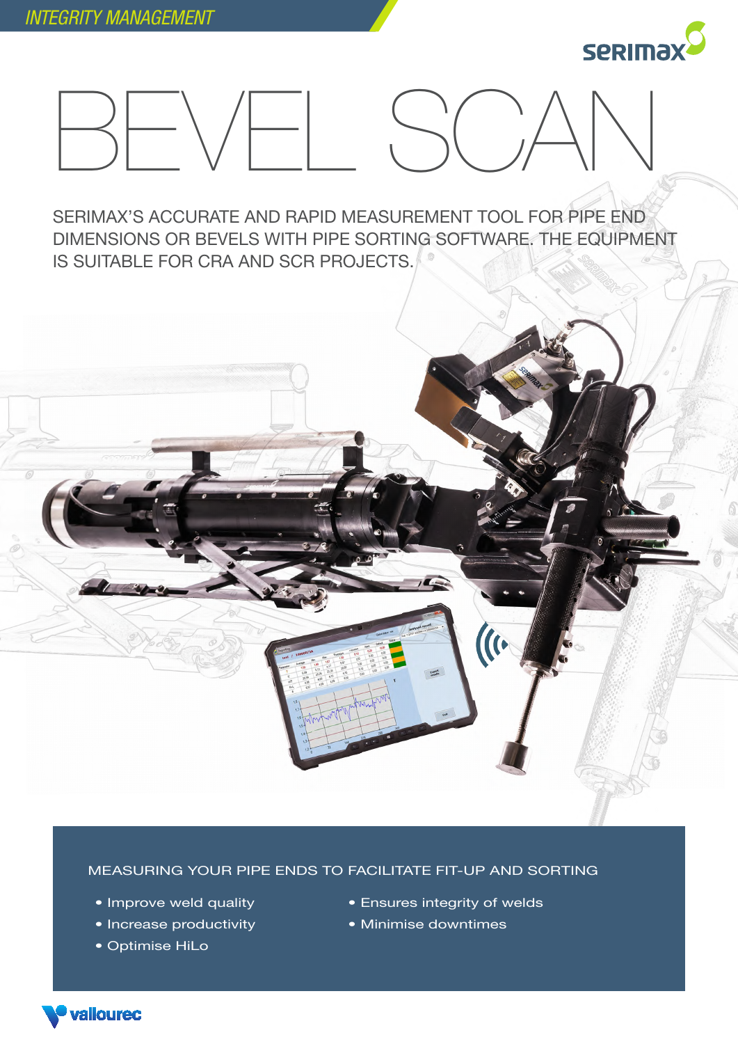INTEGRITY MANAGEMENT

serimax

# BEVEL SCAN

SERIMAX'S ACCURATE AND RAPID MEASUREMENT TOOL FOR PIPE END DIMENSIONS OR BEVELS WITH PIPE SORTING SOFTWARE. THE EQUIPMENT IS SUITABLE FOR CRA AND SCR PROJECTS.

## MEASURING YOUR PIPE ENDS TO FACILITATE FIT-UP AND SORTING

- Improve weld quality
- Increase productivity
- Optimise HiLo
- Ensures integrity of welds
- Minimise downtimes

vallourec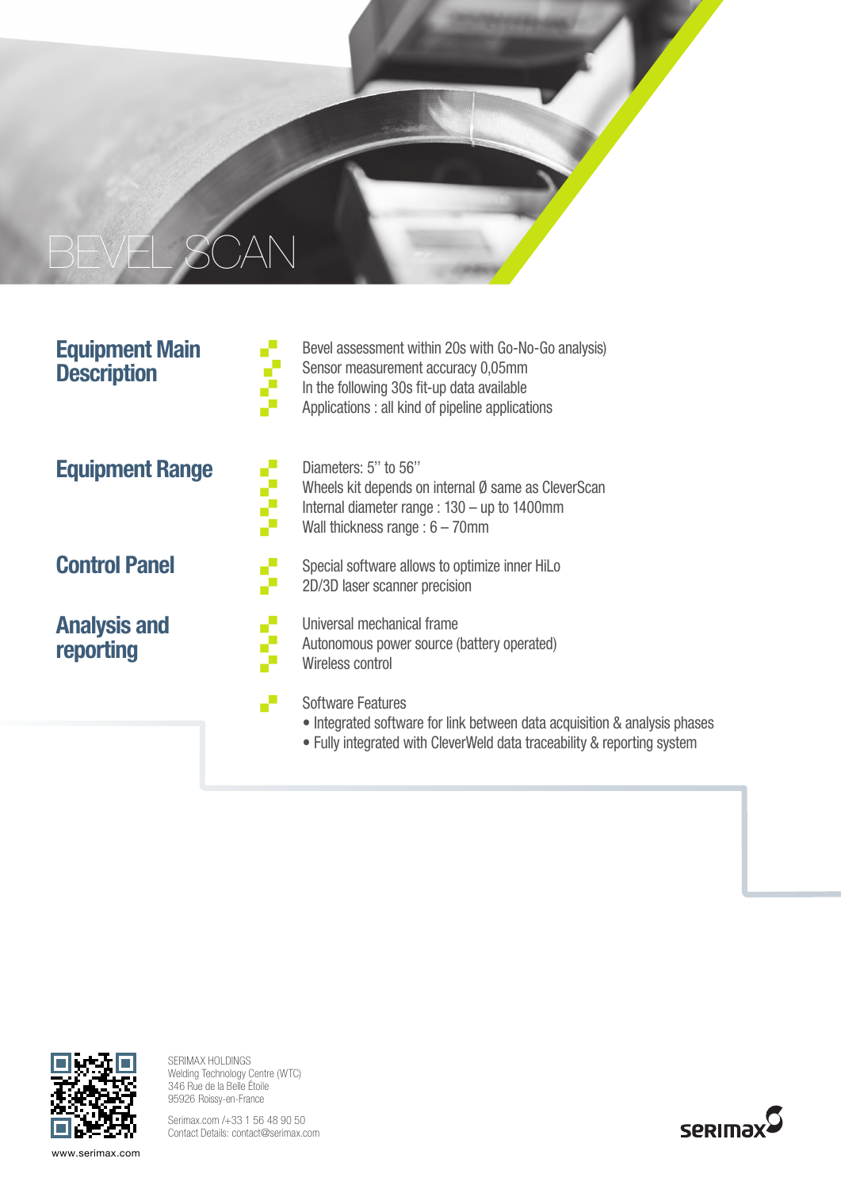# BEVEL SCAN

## Equipment Main Description

- Bevel assessment within 20s with Go-No-Go analysis)
- Sensor measurement accuracy 0,05mm
- In the following 30s fit-up data available
- Applications : all kind of pipeline applications

## Equipment Range

- Diameters: 5'' to 56''
- Wheels kit depends on internal Ø same as CleverScan
- Internal diameter range : 130 – up to 1400mm
- Wall thickness range : 6 – 70mm

## Control Panel

- Special software allows to optimize inner HiLo
- 2D/3D laser scanner precision

## Analysis and reporting

- Universal mechanical frame
- Autonomous power source (battery operated)
- Wireless control
- Software Features
  - Integrated software for link between data acquisition & analysis phases
  - Fully integrated with CleverWeld data traceability & reporting system

SERIMAX HOLDINGS
Welding Technology Centre (WTC)
346 Rue de la Belle Étoile
95926 Roissy-en-France

Serimax.com /+33 1 56 48 90 50
Contact Details: contact@serimax.com

www.serimax.com